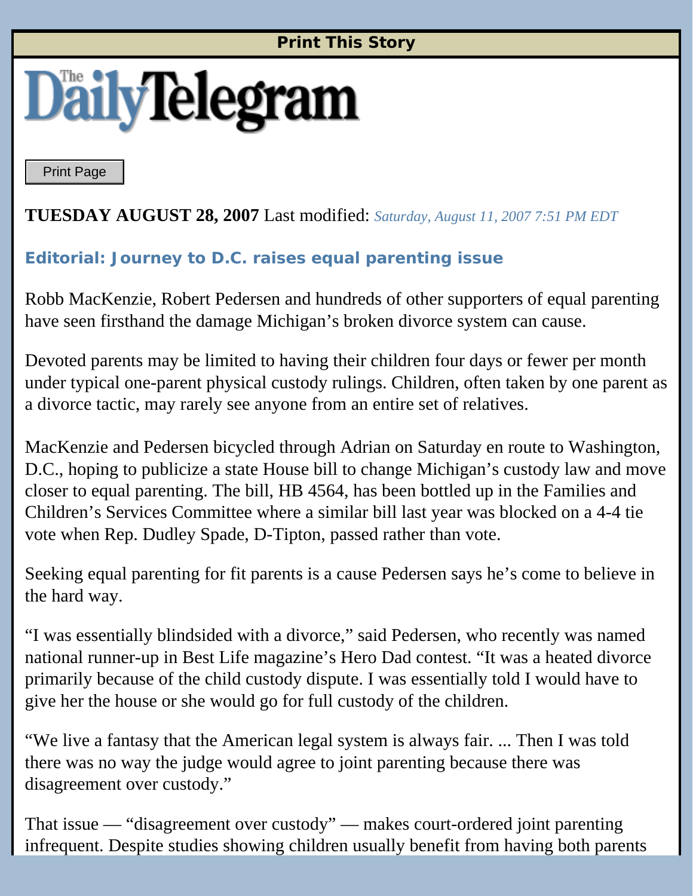Print This Story

# The Daily Telegram

Print Page

**TUESDAY AUGUST 28, 2007** Last modified: *Saturday, August 11, 2007 7:51 PM EDT*

## Editorial: Journey to D.C. raises equal parenting issue

Robb MacKenzie, Robert Pedersen and hundreds of other supporters of equal parenting have seen firsthand the damage Michigan's broken divorce system can cause.

Devoted parents may be limited to having their children four days or fewer per month under typical one-parent physical custody rulings. Children, often taken by one parent as a divorce tactic, may rarely see anyone from an entire set of relatives.

MacKenzie and Pedersen bicycled through Adrian on Saturday en route to Washington, D.C., hoping to publicize a state House bill to change Michigan's custody law and move closer to equal parenting. The bill, HB 4564, has been bottled up in the Families and Children's Services Committee where a similar bill last year was blocked on a 4-4 tie vote when Rep. Dudley Spade, D-Tipton, passed rather than vote.

Seeking equal parenting for fit parents is a cause Pedersen says he's come to believe in the hard way.

"I was essentially blindsided with a divorce," said Pedersen, who recently was named national runner-up in Best Life magazine's Hero Dad contest. "It was a heated divorce primarily because of the child custody dispute. I was essentially told I would have to give her the house or she would go for full custody of the children.

"We live a fantasy that the American legal system is always fair. ... Then I was told there was no way the judge would agree to joint parenting because there was disagreement over custody."

That issue — "disagreement over custody" — makes court-ordered joint parenting infrequent. Despite studies showing children usually benefit from having both parents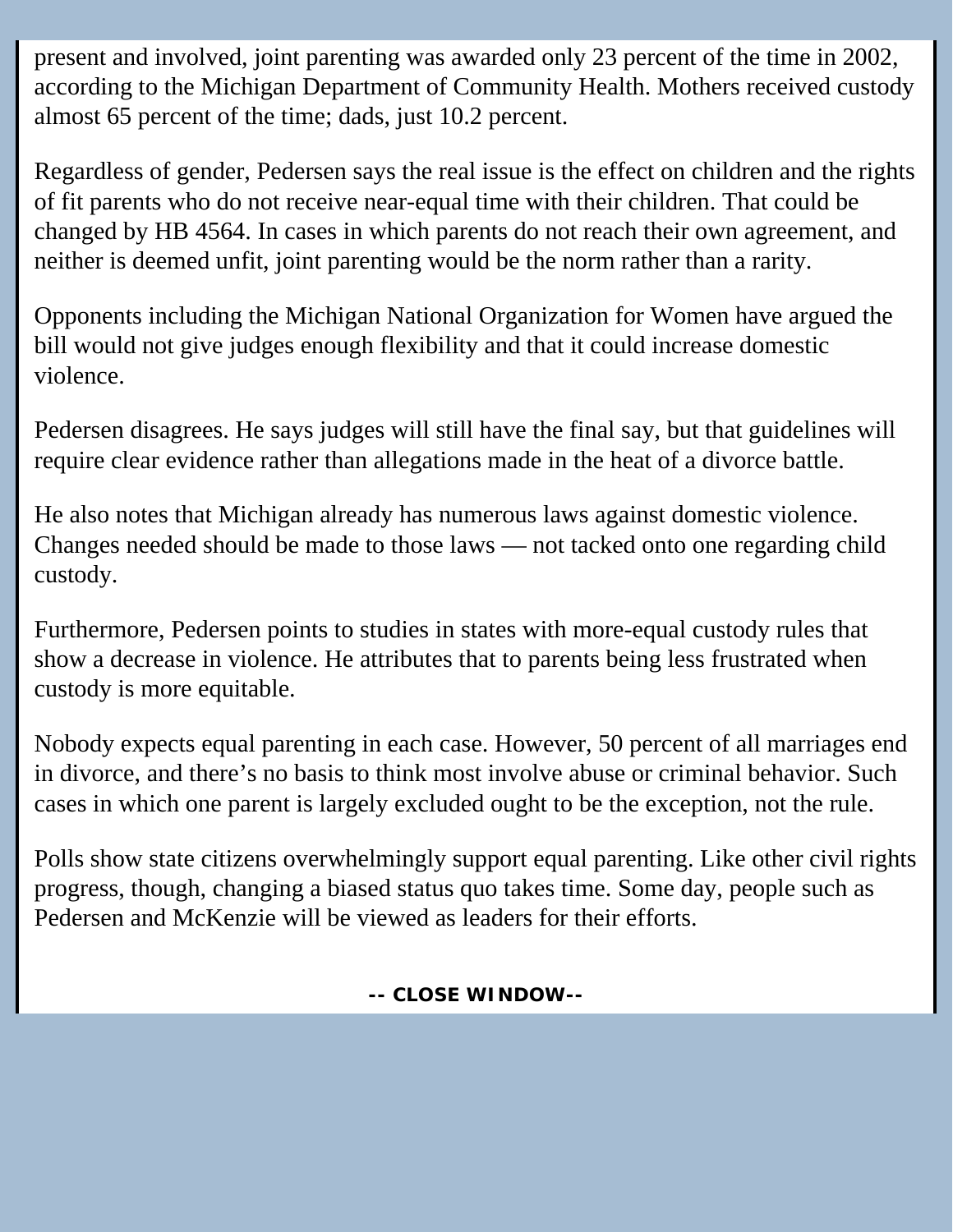present and involved, joint parenting was awarded only 23 percent of the time in 2002, according to the Michigan Department of Community Health. Mothers received custody almost 65 percent of the time; dads, just 10.2 percent.

Regardless of gender, Pedersen says the real issue is the effect on children and the rights of fit parents who do not receive near-equal time with their children. That could be changed by HB 4564. In cases in which parents do not reach their own agreement, and neither is deemed unfit, joint parenting would be the norm rather than a rarity.

Opponents including the Michigan National Organization for Women have argued the bill would not give judges enough flexibility and that it could increase domestic violence.

Pedersen disagrees. He says judges will still have the final say, but that guidelines will require clear evidence rather than allegations made in the heat of a divorce battle.

He also notes that Michigan already has numerous laws against domestic violence. Changes needed should be made to those laws — not tacked onto one regarding child custody.

Furthermore, Pedersen points to studies in states with more-equal custody rules that show a decrease in violence. He attributes that to parents being less frustrated when custody is more equitable.

Nobody expects equal parenting in each case. However, 50 percent of all marriages end in divorce, and there's no basis to think most involve abuse or criminal behavior. Such cases in which one parent is largely excluded ought to be the exception, not the rule.

Polls show state citizens overwhelmingly support equal parenting. Like other civil rights progress, though, changing a biased status quo takes time. Some day, people such as Pedersen and McKenzie will be viewed as leaders for their efforts.

**-- CLOSE WINDOW--**